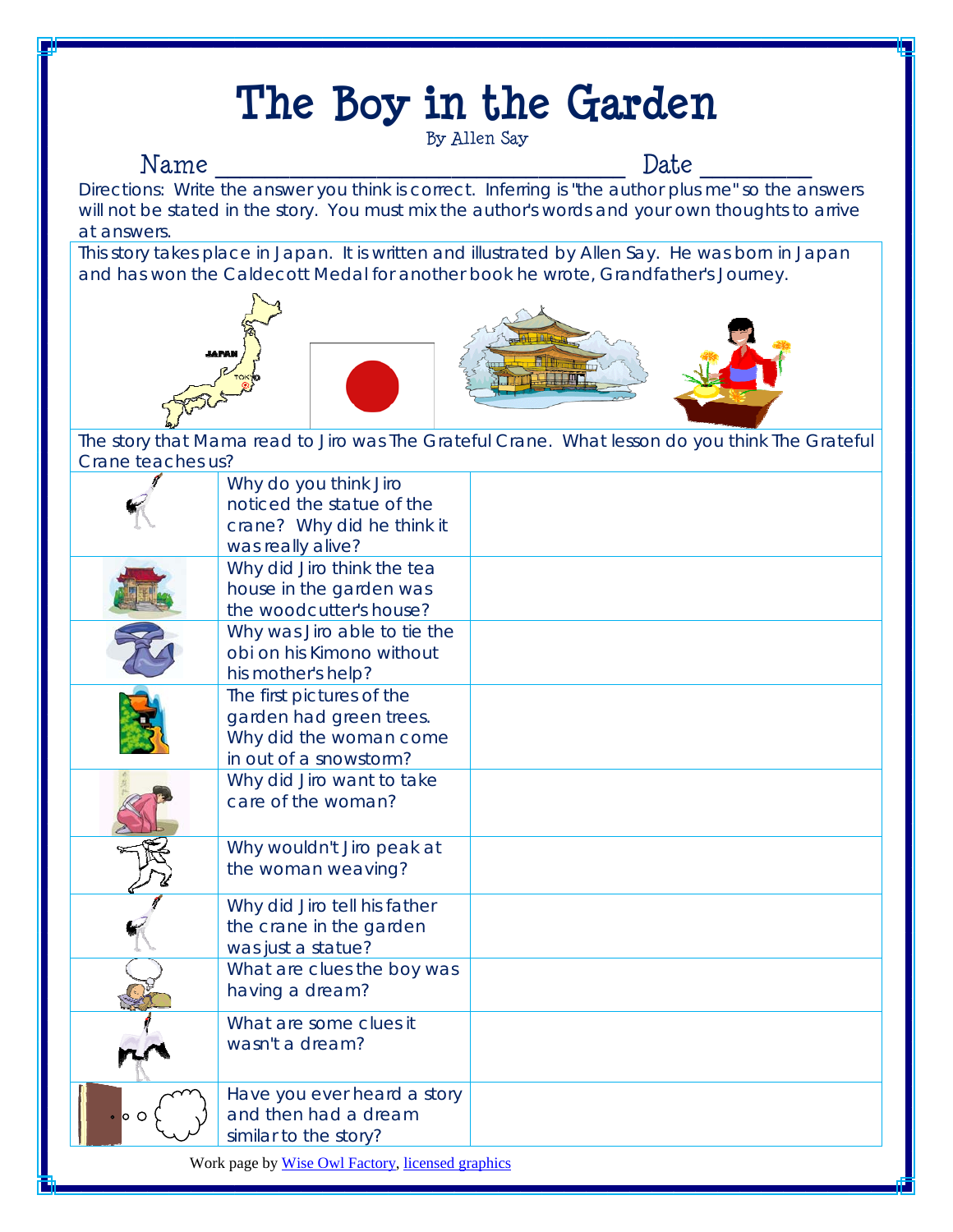# The Boy in the Garden

By Allen Say

Name ________________________________ Date _________

Directions: Write the answer you think is correct. Inferring is "the author plus me" so the answers will not be stated in the story. You must mix the author's words and your own thoughts to arrive at answers.

This story takes place in Japan. It is written and illustrated by Allen Say. He was born in Japan and has won the Caldecott Medal for another book he wrote, Grandfather's Journey.

The story that Mama read to Jiro was The Grateful Crane. What lesson do you think The Grateful Crane teaches us?

| | | |
|---|---|---|
| | Why do you think Jiro noticed the statue of the crane? Why did he think it was really alive? | |
| | Why did Jiro think the tea house in the garden was the woodcutter's house? | |
| | Why was Jiro able to tie the obi on his Kimono without his mother's help? | |
| | The first pictures of the garden had green trees. Why did the woman come in out of a snowstorm? | |
| | Why did Jiro want to take care of the woman? | |
| | Why wouldn't Jiro peak at the woman weaving? | |
| | Why did Jiro tell his father the crane in the garden was just a statue? | |
| | What are clues the boy was having a dream? | |
| | What are some clues it wasn't a dream? | |
| | Have you ever heard a story and then had a dream similar to the story? | |

Work page by Wise Owl Factory, licensed graphics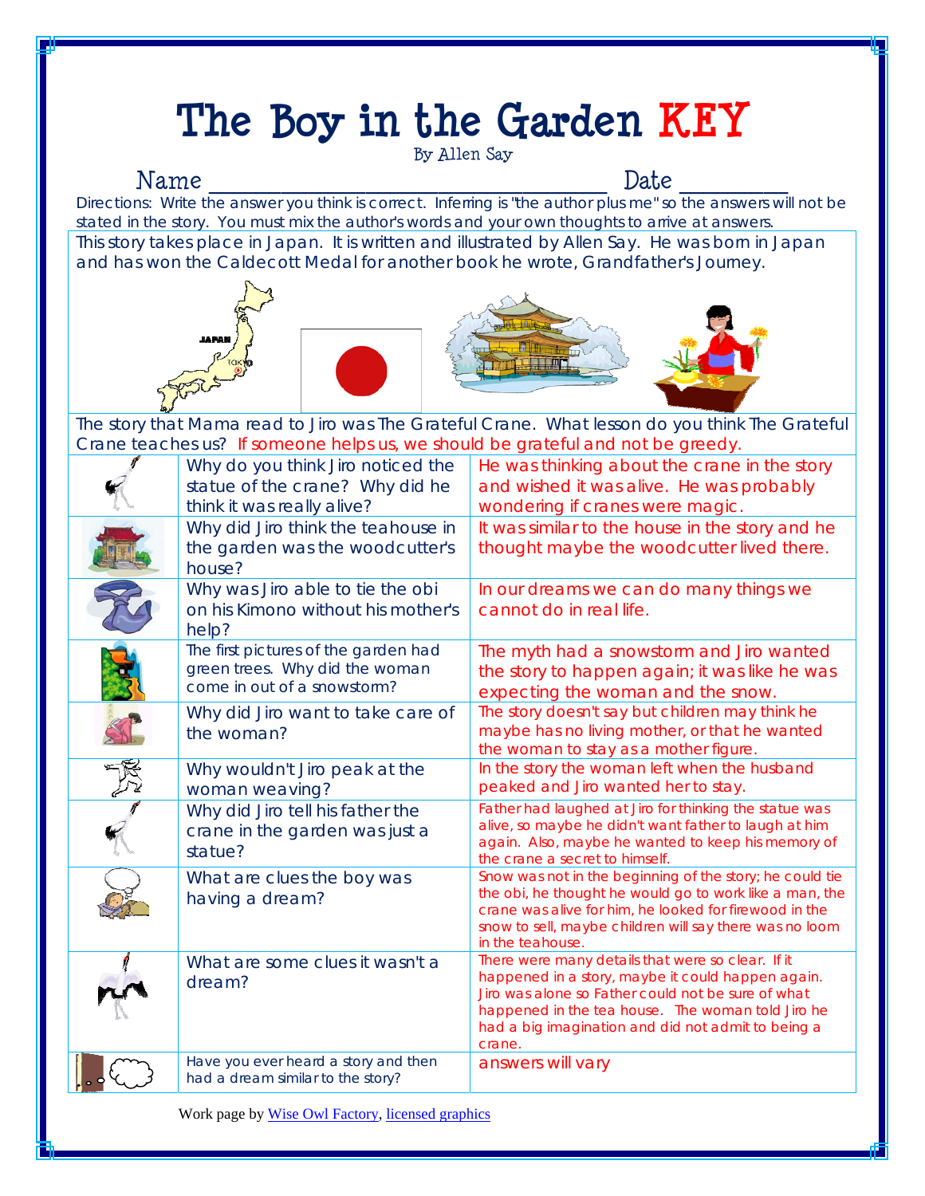# The Boy in the Garden KEY

By Allen Say

Name ______________________________ Date __________

Directions: Write the answer you think is correct. Inferring is "the author plus me" so the answers will not be stated in the story. You must mix the author's words and your own thoughts to arrive at answers.

This story takes place in Japan. It is written and illustrated by Allen Say. He was born in Japan and has won the Caldecott Medal for another book he wrote, Grandfather's Journey.

The story that Mama read to Jiro was The Grateful Crane. What lesson do you think The Grateful Crane teaches us? If someone helps us, we should be grateful and not be greedy.

| | Question | Answer |
|---|---|---|
| | Why do you think Jiro noticed the statue of the crane? Why did he think it was really alive? | He was thinking about the crane in the story and wished it was alive. He was probably wondering if cranes were magic. |
| | Why did Jiro think the teahouse in the garden was the woodcutter's house? | It was similar to the house in the story and he thought maybe the woodcutter lived there. |
| | Why was Jiro able to tie the obi on his Kimono without his mother's help? | In our dreams we can do many things we cannot do in real life. |
| | The first pictures of the garden had green trees. Why did the woman come in out of a snowstorm? | The myth had a snowstorm and Jiro wanted the story to happen again; it was like he was expecting the woman and the snow. |
| | Why did Jiro want to take care of the woman? | The story doesn't say but children may think he maybe has no living mother, or that he wanted the woman to stay as a mother figure. |
| | Why wouldn't Jiro peak at the woman weaving? | In the story the woman left when the husband peaked and Jiro wanted her to stay. |
| | Why did Jiro tell his father the crane in the garden was just a statue? | Father had laughed at Jiro for thinking the statue was alive, so maybe he didn't want father to laugh at him again. Also, maybe he wanted to keep his memory of the crane a secret to himself. |
| | What are clues the boy was having a dream? | Snow was not in the beginning of the story; he could tie the obi, he thought he would go to work like a man, the crane was alive for him, he looked for firewood in the snow to sell, maybe children will say there was no loom in the teahouse. |
| | What are some clues it wasn't a dream? | There were many details that were so clear. If it happened in a story, maybe it could happen again. Jiro was alone so Father could not be sure of what happened in the tea house. The woman told Jiro he had a big imagination and did not admit to being a crane. |
| | Have you ever heard a story and then had a dream similar to the story? | answers will vary |

Work page by Wise Owl Factory, licensed graphics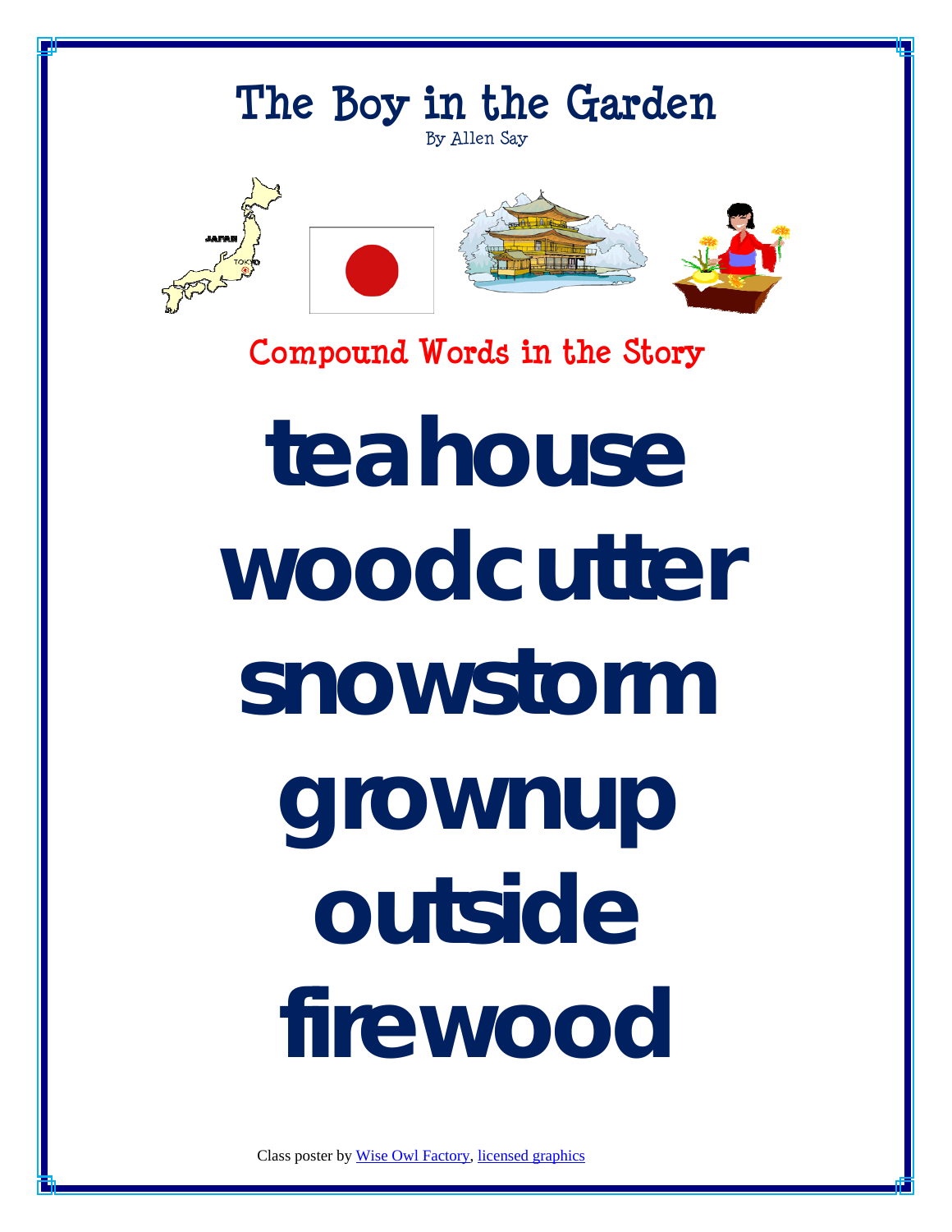# The Boy in the Garden

By Allen Say

## Compound Words in the Story

**teahouse**

**woodcutter**

**snowstorm**

**grownup**

**outside**

**firewood**

Class poster by Wise Owl Factory, licensed graphics